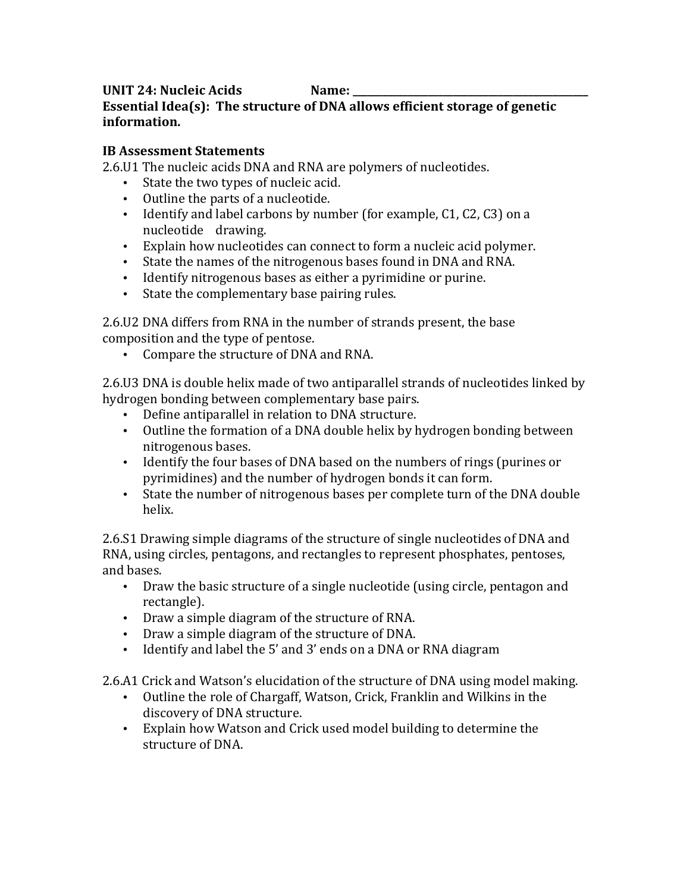**UNIT 24: Nucleic Acids** **Name: \_\_\_\_\_\_\_\_\_\_\_\_\_\_\_\_\_\_\_\_\_\_\_\_\_\_\_\_\_\_\_\_\_\_\_\_\_\_\_\_\_\_\_\_**

**Essential Idea(s): The structure of DNA allows efficient storage of genetic information.**

## IB Assessment Statements

2.6.U1 The nucleic acids DNA and RNA are polymers of nucleotides.

- State the two types of nucleic acid.
- Outline the parts of a nucleotide.
- Identify and label carbons by number (for example, C1, C2, C3) on a nucleotide drawing.
- Explain how nucleotides can connect to form a nucleic acid polymer.
- State the names of the nitrogenous bases found in DNA and RNA.
- Identify nitrogenous bases as either a pyrimidine or purine.
- State the complementary base pairing rules.

2.6.U2 DNA differs from RNA in the number of strands present, the base composition and the type of pentose.

- Compare the structure of DNA and RNA.

2.6.U3 DNA is double helix made of two antiparallel strands of nucleotides linked by hydrogen bonding between complementary base pairs.

- Define antiparallel in relation to DNA structure.
- Outline the formation of a DNA double helix by hydrogen bonding between nitrogenous bases.
- Identify the four bases of DNA based on the numbers of rings (purines or pyrimidines) and the number of hydrogen bonds it can form.
- State the number of nitrogenous bases per complete turn of the DNA double helix.

2.6.S1 Drawing simple diagrams of the structure of single nucleotides of DNA and RNA, using circles, pentagons, and rectangles to represent phosphates, pentoses, and bases.

- Draw the basic structure of a single nucleotide (using circle, pentagon and rectangle).
- Draw a simple diagram of the structure of RNA.
- Draw a simple diagram of the structure of DNA.
- Identify and label the 5' and 3' ends on a DNA or RNA diagram

2.6.A1 Crick and Watson's elucidation of the structure of DNA using model making.

- Outline the role of Chargaff, Watson, Crick, Franklin and Wilkins in the discovery of DNA structure.
- Explain how Watson and Crick used model building to determine the structure of DNA.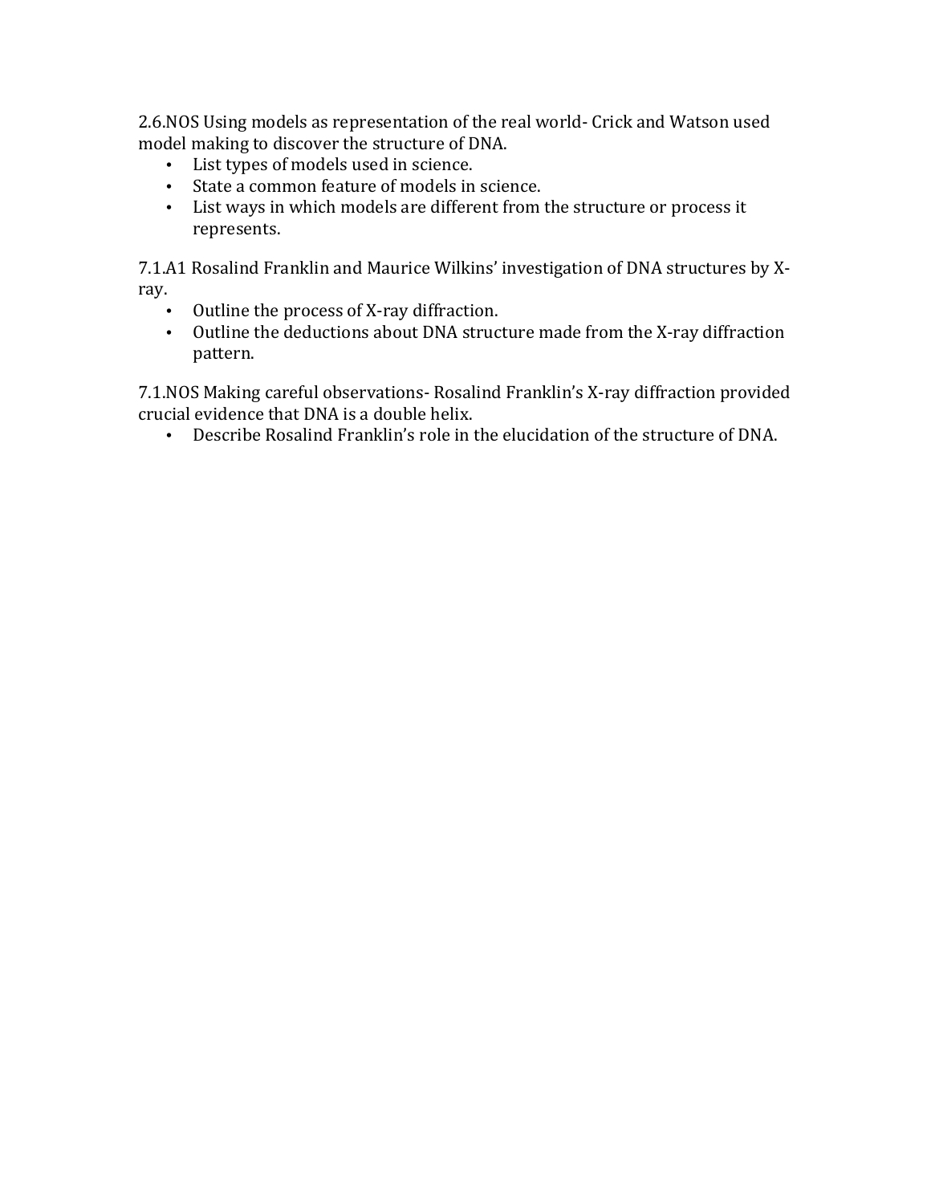2.6.NOS Using models as representation of the real world- Crick and Watson used model making to discover the structure of DNA.

- List types of models used in science.
- State a common feature of models in science.
- List ways in which models are different from the structure or process it represents.

7.1.A1 Rosalind Franklin and Maurice Wilkins' investigation of DNA structures by X-ray.

- Outline the process of X-ray diffraction.
- Outline the deductions about DNA structure made from the X-ray diffraction pattern.

7.1.NOS Making careful observations- Rosalind Franklin's X-ray diffraction provided crucial evidence that DNA is a double helix.

- Describe Rosalind Franklin's role in the elucidation of the structure of DNA.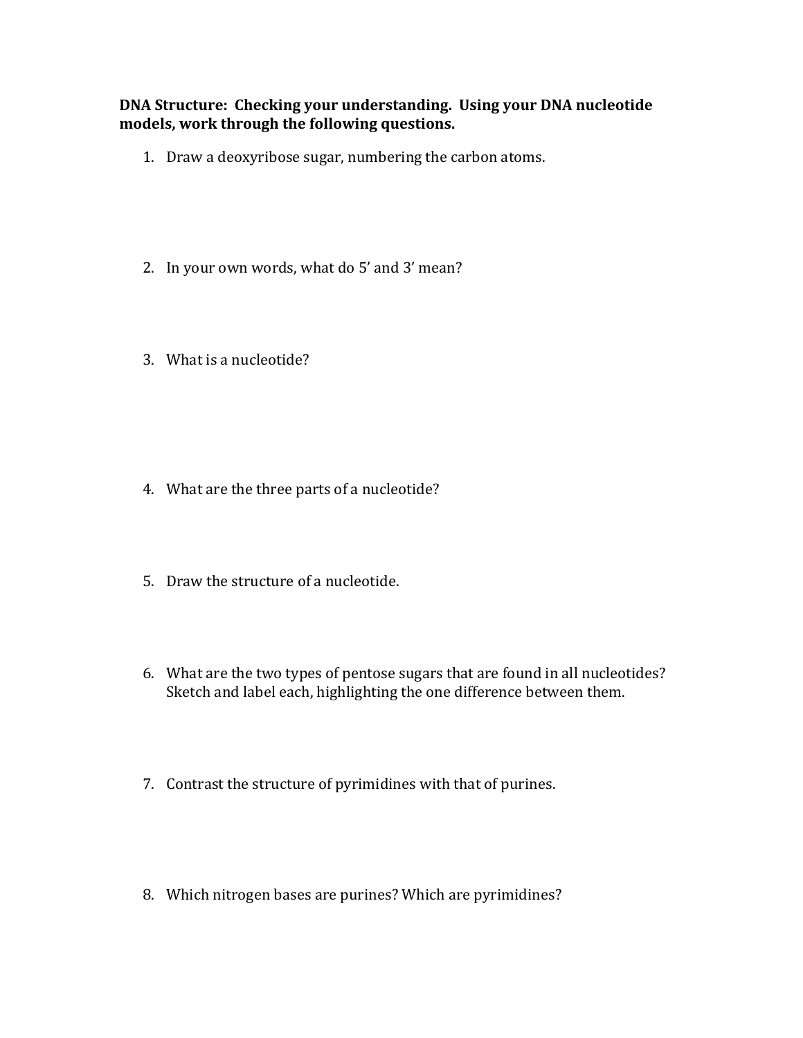**DNA Structure: Checking your understanding. Using your DNA nucleotide models, work through the following questions.**

1. Draw a deoxyribose sugar, numbering the carbon atoms.

2. In your own words, what do 5' and 3' mean?

3. What is a nucleotide?

4. What are the three parts of a nucleotide?

5. Draw the structure of a nucleotide.

6. What are the two types of pentose sugars that are found in all nucleotides? Sketch and label each, highlighting the one difference between them.

7. Contrast the structure of pyrimidines with that of purines.

8. Which nitrogen bases are purines? Which are pyrimidines?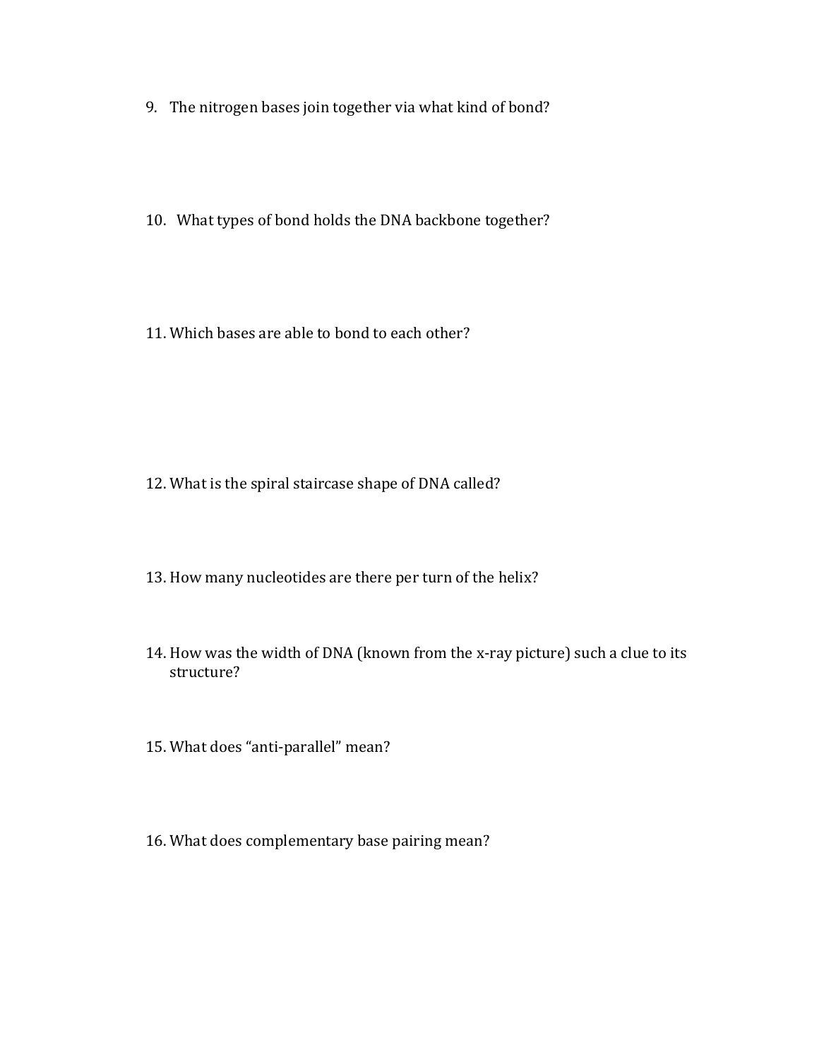9. The nitrogen bases join together via what kind of bond?

10. What types of bond holds the DNA backbone together?

11. Which bases are able to bond to each other?

12. What is the spiral staircase shape of DNA called?

13. How many nucleotides are there per turn of the helix?

14. How was the width of DNA (known from the x-ray picture) such a clue to its structure?

15. What does "anti-parallel" mean?

16. What does complementary base pairing mean?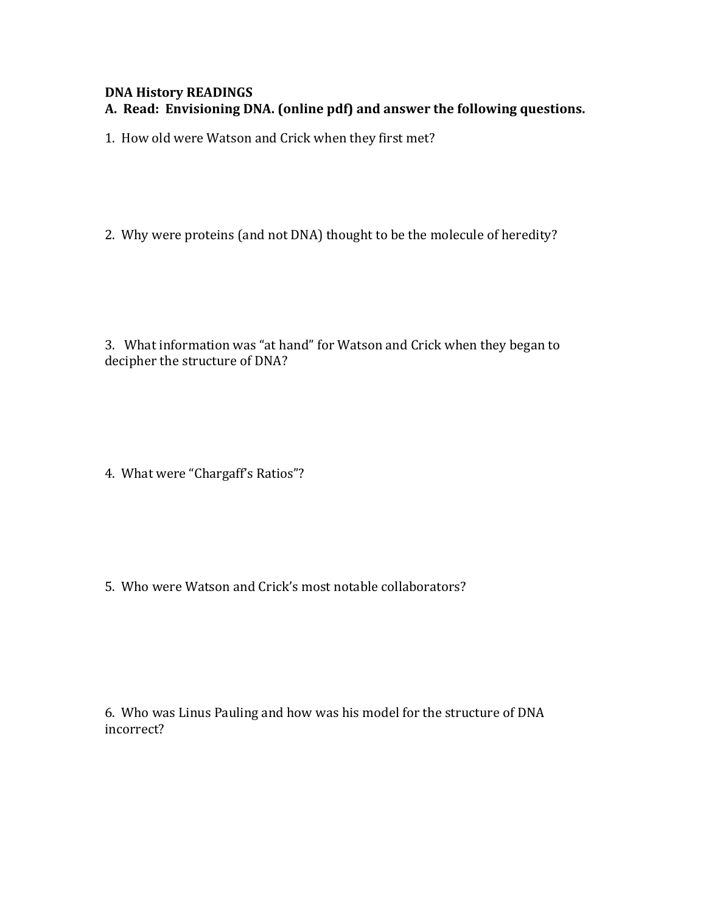**DNA History READINGS**

**A. Read: Envisioning DNA. (online pdf) and answer the following questions.**

1. How old were Watson and Crick when they first met?

2. Why were proteins (and not DNA) thought to be the molecule of heredity?

3. What information was "at hand" for Watson and Crick when they began to decipher the structure of DNA?

4. What were "Chargaff's Ratios"?

5. Who were Watson and Crick's most notable collaborators?

6. Who was Linus Pauling and how was his model for the structure of DNA incorrect?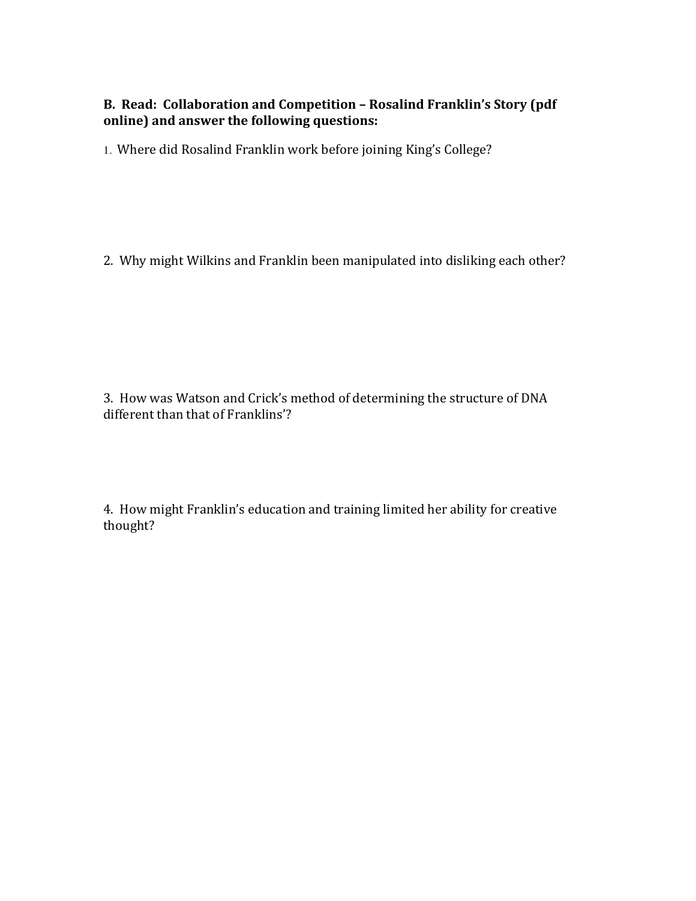**B. Read: Collaboration and Competition – Rosalind Franklin's Story (pdf online) and answer the following questions:**

1. Where did Rosalind Franklin work before joining King's College?

2. Why might Wilkins and Franklin been manipulated into disliking each other?

3. How was Watson and Crick's method of determining the structure of DNA different than that of Franklins'?

4. How might Franklin's education and training limited her ability for creative thought?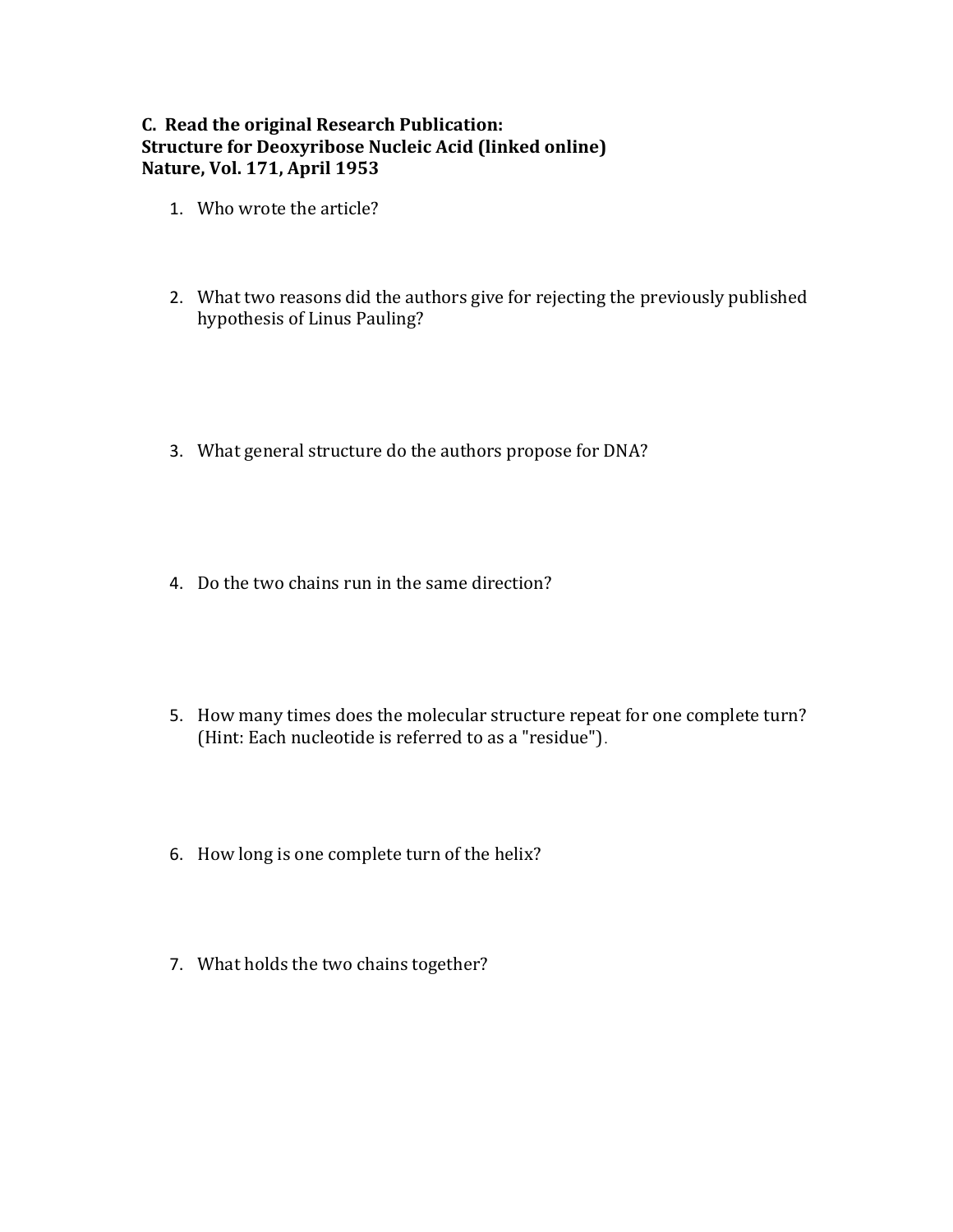**C. Read the original Research Publication:**
**Structure for Deoxyribose Nucleic Acid (linked online)**
**Nature, Vol. 171, April 1953**

1. Who wrote the article?

2. What two reasons did the authors give for rejecting the previously published hypothesis of Linus Pauling?

3. What general structure do the authors propose for DNA?

4. Do the two chains run in the same direction?

5. How many times does the molecular structure repeat for one complete turn? (Hint: Each nucleotide is referred to as a "residue").

6. How long is one complete turn of the helix?

7. What holds the two chains together?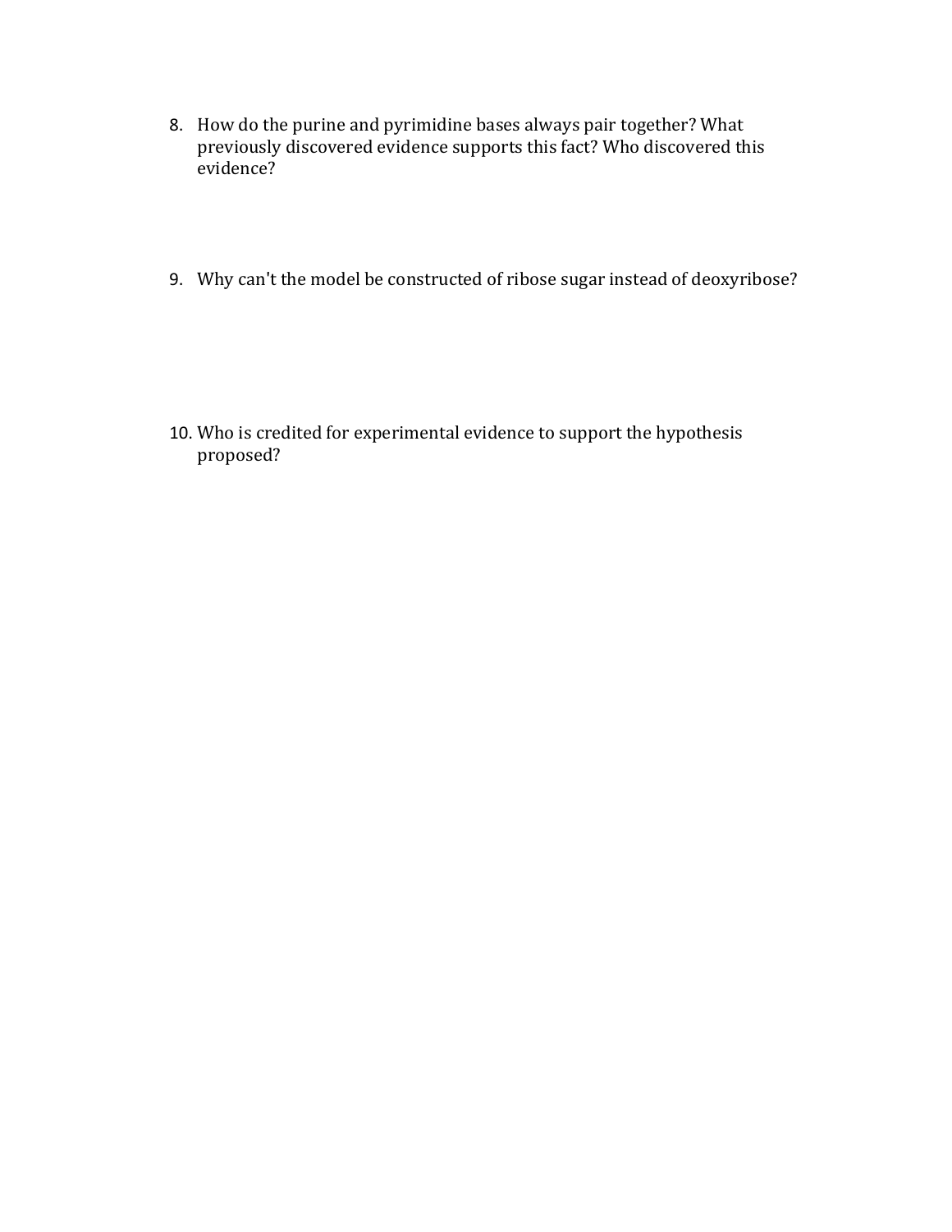8. How do the purine and pyrimidine bases always pair together? What previously discovered evidence supports this fact? Who discovered this evidence?

9. Why can't the model be constructed of ribose sugar instead of deoxyribose?

10. Who is credited for experimental evidence to support the hypothesis proposed?